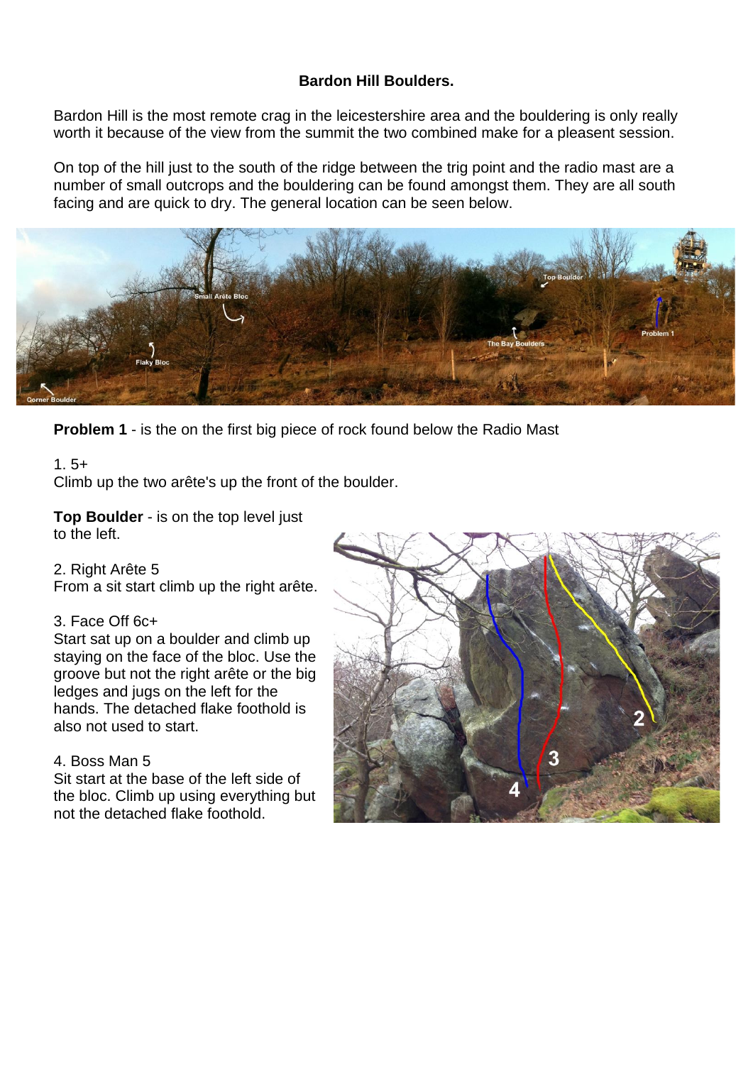# Bardon Hill Boulders.

Bardon Hill is the most remote crag in the leicestershire area and the bouldering is only really worth it because of the view from the summit the two combined make for a pleasent session.

On top of the hill just to the south of the ridge between the trig point and the radio mast are a number of small outcrops and the bouldering can be found amongst them. They are all south facing and are quick to dry. The general location can be seen below.

**Problem 1** - is the on the first big piece of rock found below the Radio Mast

1. 5+
Climb up the two arête's up the front of the boulder.

**Top Boulder** - is on the top level just to the left.

2. Right Arête 5
From a sit start climb up the right arête.

3. Face Off 6c+
Start sat up on a boulder and climb up staying on the face of the bloc. Use the groove but not the right arête or the big ledges and jugs on the left for the hands. The detached flake foothold is also not used to start.

4. Boss Man 5
Sit start at the base of the left side of the bloc. Climb up using everything but not the detached flake foothold.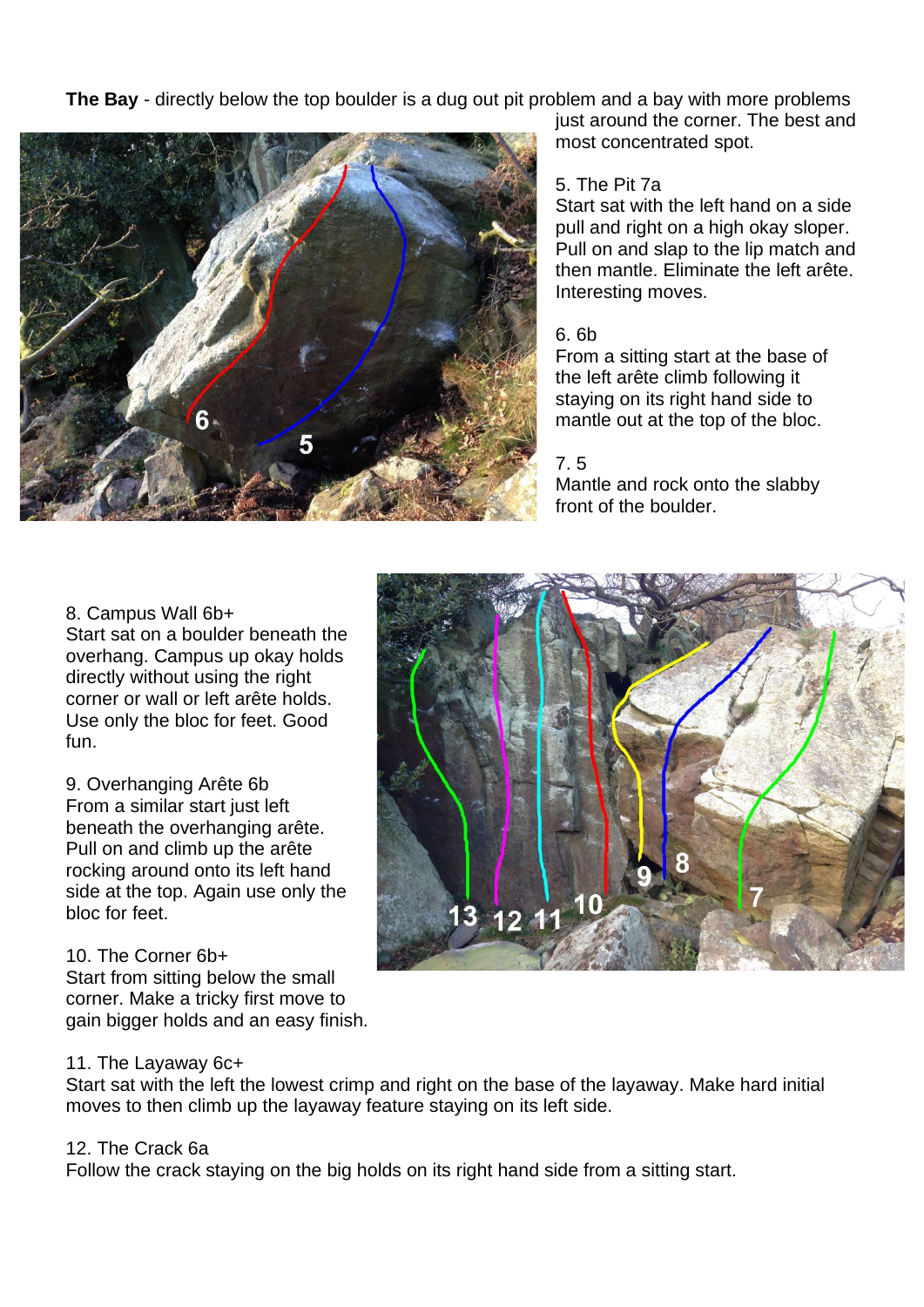**The Bay** - directly below the top boulder is a dug out pit problem and a bay with more problems just around the corner. The best and most concentrated spot.

5. The Pit 7a
Start sat with the left hand on a side pull and right on a high okay sloper. Pull on and slap to the lip match and then mantle. Eliminate the left arête. Interesting moves.

6. 6b
From a sitting start at the base of the left arête climb following it staying on its right hand side to mantle out at the top of the bloc.

7. 5
Mantle and rock onto the slabby front of the boulder.

8. Campus Wall 6b+
Start sat on a boulder beneath the overhang. Campus up okay holds directly without using the right corner or wall or left arête holds. Use only the bloc for feet. Good fun.

9. Overhanging Arête 6b
From a similar start just left beneath the overhanging arête. Pull on and climb up the arête rocking around onto its left hand side at the top. Again use only the bloc for feet.

10. The Corner 6b+
Start from sitting below the small corner. Make a tricky first move to gain bigger holds and an easy finish.

11. The Layaway 6c+
Start sat with the left the lowest crimp and right on the base of the layaway. Make hard initial moves to then climb up the layaway feature staying on its left side.

12. The Crack 6a
Follow the crack staying on the big holds on its right hand side from a sitting start.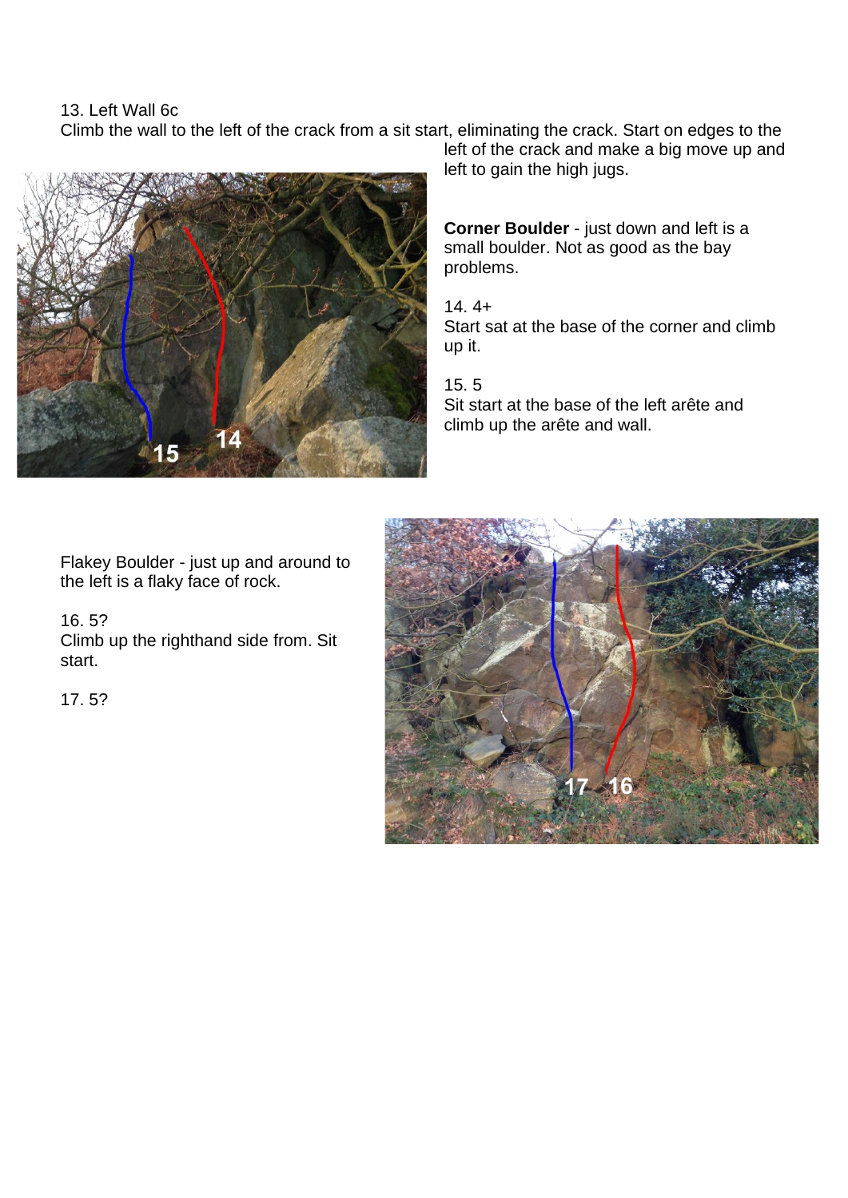13. Left Wall 6c
Climb the wall to the left of the crack from a sit start, eliminating the crack. Start on edges to the left of the crack and make a big move up and left to gain the high jugs.

**Corner Boulder** - just down and left is a small boulder. Not as good as the bay problems.

14. 4+
Start sat at the base of the corner and climb up it.

15. 5
Sit start at the base of the left arête and climb up the arête and wall.

Flakey Boulder - just up and around to the left is a flaky face of rock.

16. 5?
Climb up the righthand side from. Sit start.

17. 5?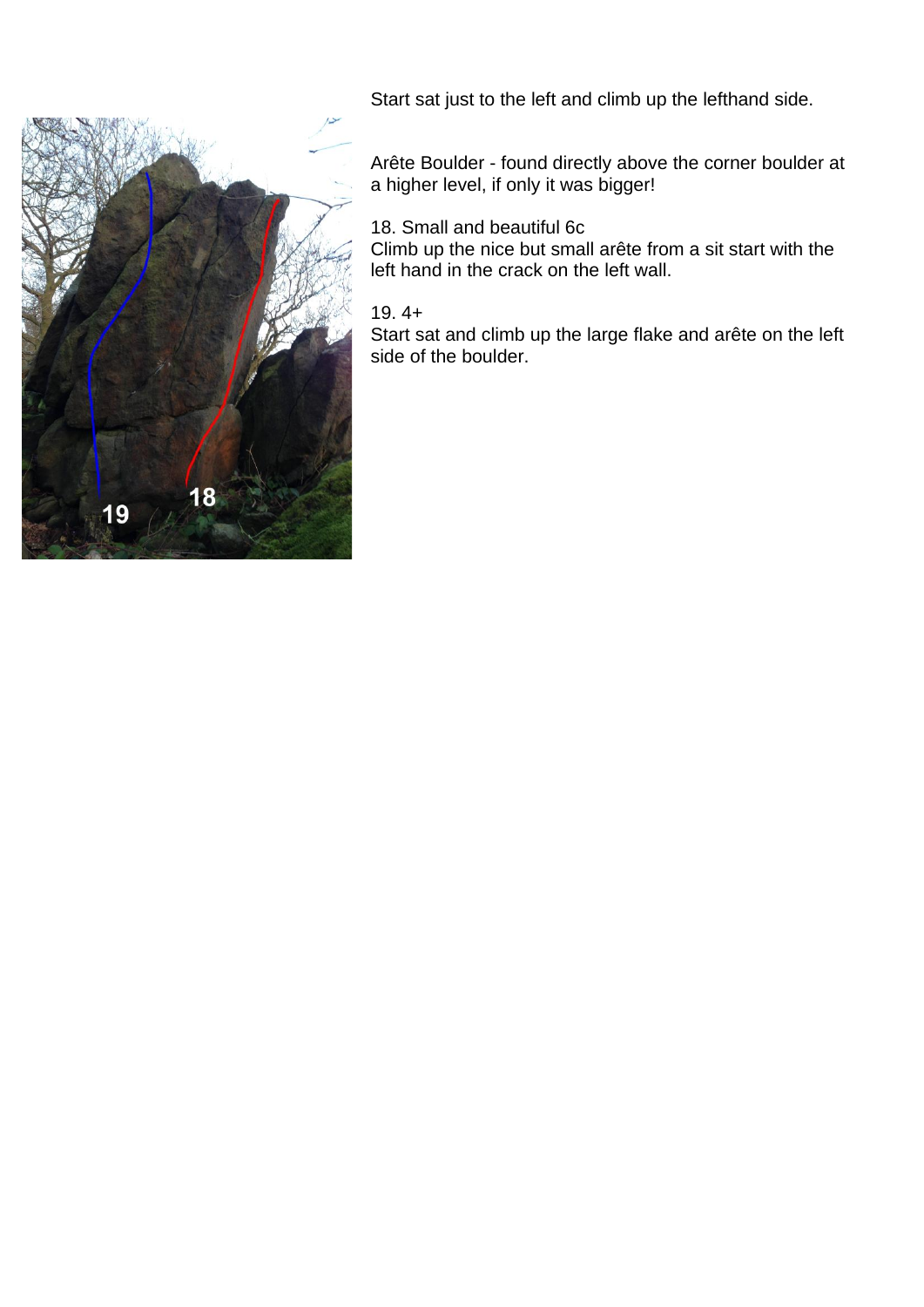Start sat just to the left and climb up the lefthand side.

Arête Boulder - found directly above the corner boulder at a higher level, if only it was bigger!

18. Small and beautiful 6c
Climb up the nice but small arête from a sit start with the left hand in the crack on the left wall.

19. 4+
Start sat and climb up the large flake and arête on the left side of the boulder.